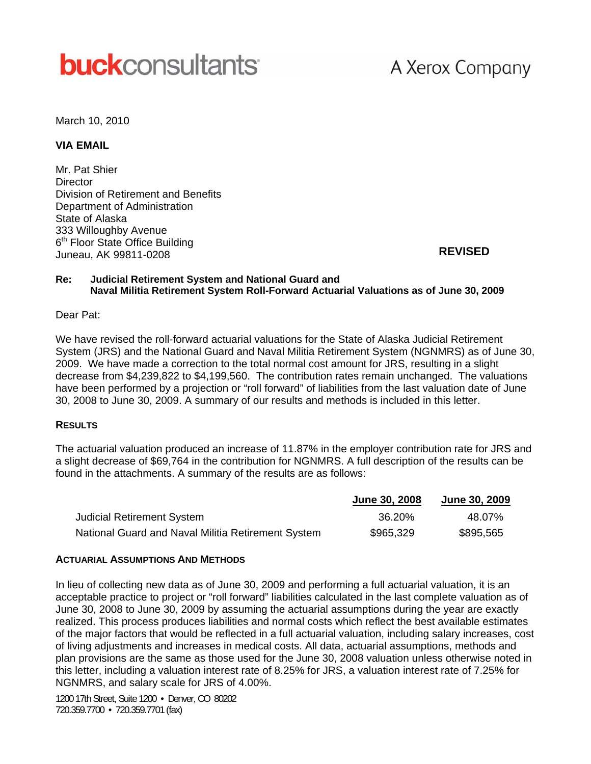**buck**consultants A Xerox Company

March 10, 2010

**VIA EMAIL**

Mr. Pat Shier
Director
Division of Retirement and Benefits
Department of Administration
State of Alaska
333 Willoughby Avenue
6th Floor State Office Building
Juneau, AK 99811-0208

**REVISED**

**Re: Judicial Retirement System and National Guard and Naval Militia Retirement System Roll-Forward Actuarial Valuations as of June 30, 2009**

Dear Pat:

We have revised the roll-forward actuarial valuations for the State of Alaska Judicial Retirement System (JRS) and the National Guard and Naval Militia Retirement System (NGNMRS) as of June 30, 2009. We have made a correction to the total normal cost amount for JRS, resulting in a slight decrease from $4,239,822 to $4,199,560. The contribution rates remain unchanged. The valuations have been performed by a projection or "roll forward" of liabilities from the last valuation date of June 30, 2008 to June 30, 2009. A summary of our results and methods is included in this letter.

**RESULTS**

The actuarial valuation produced an increase of 11.87% in the employer contribution rate for JRS and a slight decrease of $69,764 in the contribution for NGNMRS. A full description of the results can be found in the attachments. A summary of the results are as follows:

| | June 30, 2008 | June 30, 2009 |
|---|---|---|
| Judicial Retirement System | 36.20% | 48.07% |
| National Guard and Naval Militia Retirement System | $965,329 | $895,565 |

**ACTUARIAL ASSUMPTIONS AND METHODS**

In lieu of collecting new data as of June 30, 2009 and performing a full actuarial valuation, it is an acceptable practice to project or "roll forward" liabilities calculated in the last complete valuation as of June 30, 2008 to June 30, 2009 by assuming the actuarial assumptions during the year are exactly realized. This process produces liabilities and normal costs which reflect the best available estimates of the major factors that would be reflected in a full actuarial valuation, including salary increases, cost of living adjustments and increases in medical costs. All data, actuarial assumptions, methods and plan provisions are the same as those used for the June 30, 2008 valuation unless otherwise noted in this letter, including a valuation interest rate of 8.25% for JRS, a valuation interest rate of 7.25% for NGNMRS, and salary scale for JRS of 4.00%.

1200 17th Street, Suite 1200 • Denver, CO 80202
720.359.7700 • 720.359.7701 (fax)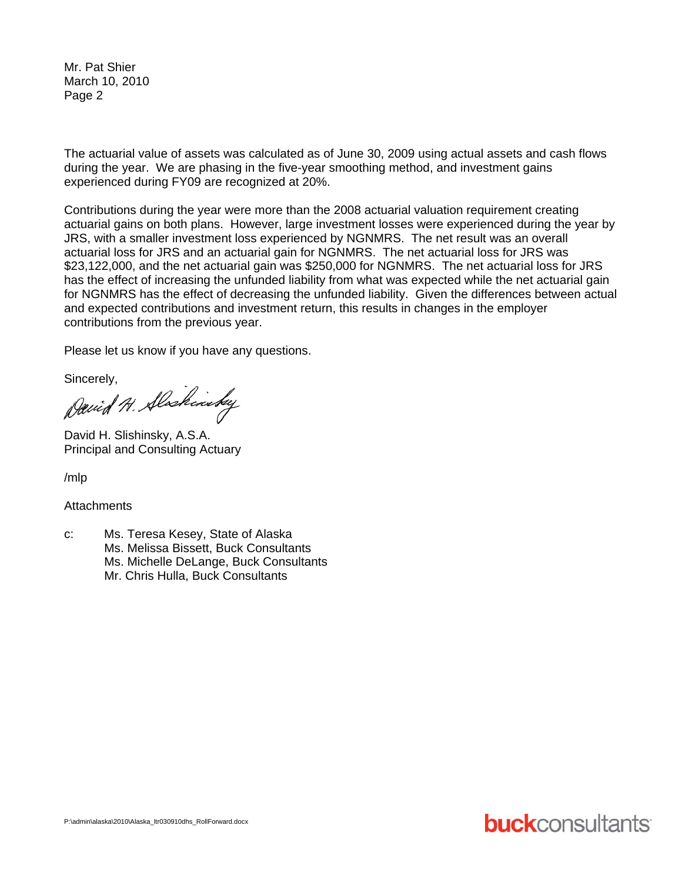Mr. Pat Shier
March 10, 2010
Page 2

The actuarial value of assets was calculated as of June 30, 2009 using actual assets and cash flows during the year. We are phasing in the five-year smoothing method, and investment gains experienced during FY09 are recognized at 20%.

Contributions during the year were more than the 2008 actuarial valuation requirement creating actuarial gains on both plans. However, large investment losses were experienced during the year by JRS, with a smaller investment loss experienced by NGNMRS. The net result was an overall actuarial loss for JRS and an actuarial gain for NGNMRS. The net actuarial loss for JRS was $23,122,000, and the net actuarial gain was $250,000 for NGNMRS. The net actuarial loss for JRS has the effect of increasing the unfunded liability from what was expected while the net actuarial gain for NGNMRS has the effect of decreasing the unfunded liability. Given the differences between actual and expected contributions and investment return, this results in changes in the employer contributions from the previous year.

Please let us know if you have any questions.

Sincerely,

David H. Slishinsky

David H. Slishinsky, A.S.A.
Principal and Consulting Actuary

/mlp

Attachments

c: Ms. Teresa Kesey, State of Alaska
Ms. Melissa Bissett, Buck Consultants
Ms. Michelle DeLange, Buck Consultants
Mr. Chris Hulla, Buck Consultants

P:\admin\alaska\2010\Alaska_ltr030910dhs_RollForward.docx

buckconsultants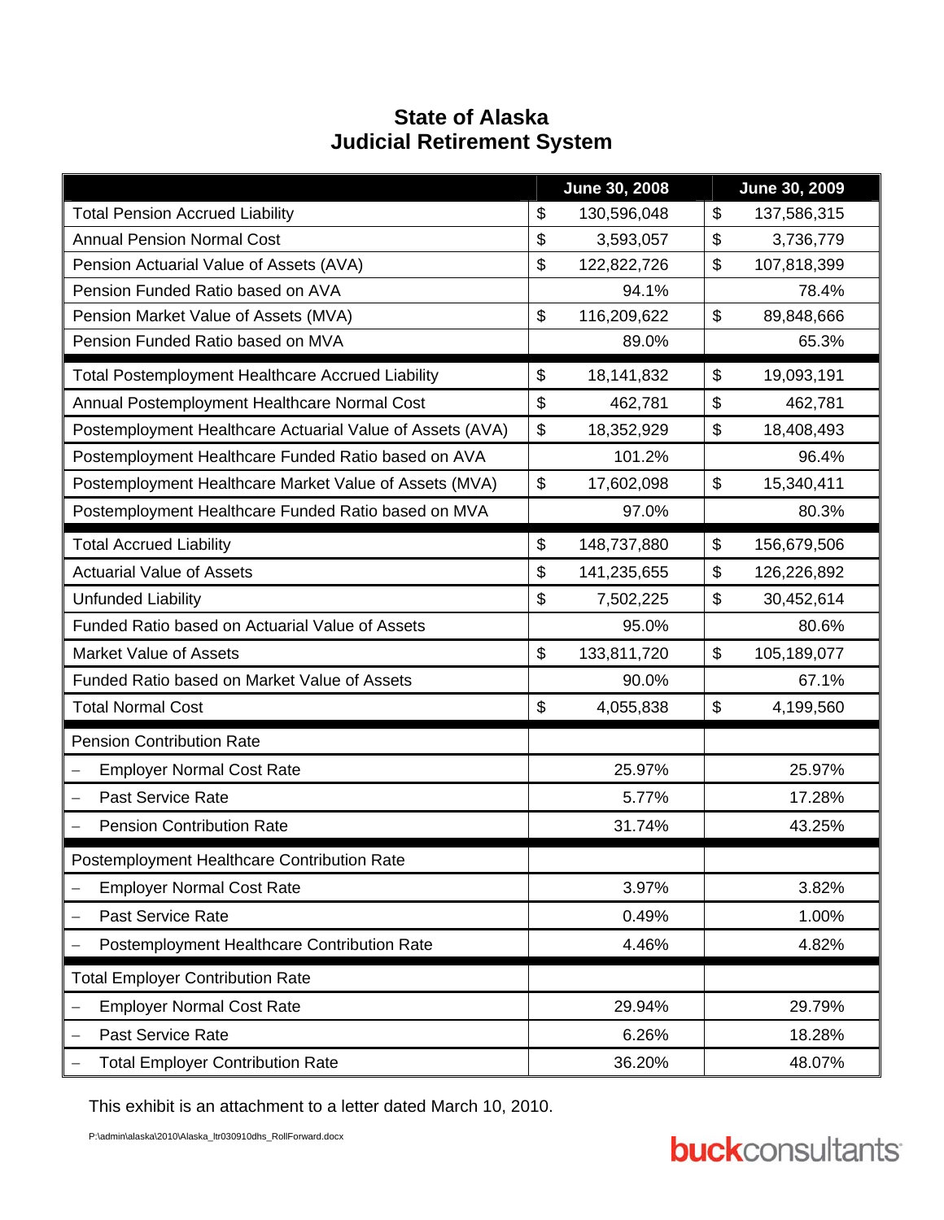# State of Alaska
# Judicial Retirement System

| | June 30, 2008 | June 30, 2009 |
|---|---|---|
| Total Pension Accrued Liability | $ 130,596,048 | $ 137,586,315 |
| Annual Pension Normal Cost | $ 3,593,057 | $ 3,736,779 |
| Pension Actuarial Value of Assets (AVA) | $ 122,822,726 | $ 107,818,399 |
| Pension Funded Ratio based on AVA | 94.1% | 78.4% |
| Pension Market Value of Assets (MVA) | $ 116,209,622 | $ 89,848,666 |
| Pension Funded Ratio based on MVA | 89.0% | 65.3% |
| Total Postemployment Healthcare Accrued Liability | $ 18,141,832 | $ 19,093,191 |
| Annual Postemployment Healthcare Normal Cost | $ 462,781 | $ 462,781 |
| Postemployment Healthcare Actuarial Value of Assets (AVA) | $ 18,352,929 | $ 18,408,493 |
| Postemployment Healthcare Funded Ratio based on AVA | 101.2% | 96.4% |
| Postemployment Healthcare Market Value of Assets (MVA) | $ 17,602,098 | $ 15,340,411 |
| Postemployment Healthcare Funded Ratio based on MVA | 97.0% | 80.3% |
| Total Accrued Liability | $ 148,737,880 | $ 156,679,506 |
| Actuarial Value of Assets | $ 141,235,655 | $ 126,226,892 |
| Unfunded Liability | $ 7,502,225 | $ 30,452,614 |
| Funded Ratio based on Actuarial Value of Assets | 95.0% | 80.6% |
| Market Value of Assets | $ 133,811,720 | $ 105,189,077 |
| Funded Ratio based on Market Value of Assets | 90.0% | 67.1% |
| Total Normal Cost | $ 4,055,838 | $ 4,199,560 |
| Pension Contribution Rate | | |
| – Employer Normal Cost Rate | 25.97% | 25.97% |
| – Past Service Rate | 5.77% | 17.28% |
| – Pension Contribution Rate | 31.74% | 43.25% |
| Postemployment Healthcare Contribution Rate | | |
| – Employer Normal Cost Rate | 3.97% | 3.82% |
| – Past Service Rate | 0.49% | 1.00% |
| – Postemployment Healthcare Contribution Rate | 4.46% | 4.82% |
| Total Employer Contribution Rate | | |
| – Employer Normal Cost Rate | 29.94% | 29.79% |
| – Past Service Rate | 6.26% | 18.28% |
| – Total Employer Contribution Rate | 36.20% | 48.07% |

This exhibit is an attachment to a letter dated March 10, 2010.

P:\admin\alaska\2010\Alaska_ltr030910dhs_RollForward.docx

buckconsultants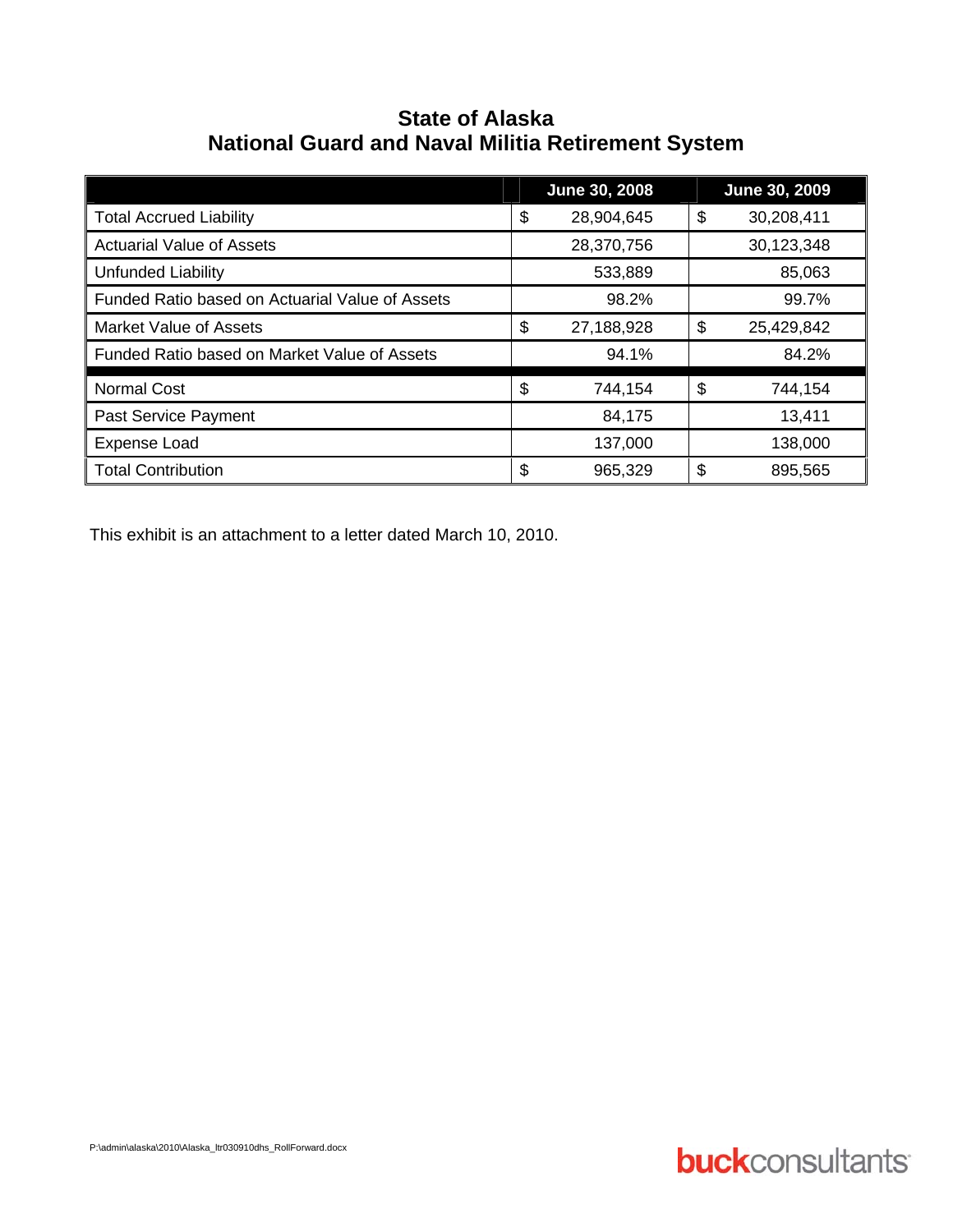# State of Alaska
## National Guard and Naval Militia Retirement System

| | June 30, 2008 | June 30, 2009 |
|---|---|---|
| Total Accrued Liability | $ 28,904,645 | $ 30,208,411 |
| Actuarial Value of Assets | 28,370,756 | 30,123,348 |
| Unfunded Liability | 533,889 | 85,063 |
| Funded Ratio based on Actuarial Value of Assets | 98.2% | 99.7% |
| Market Value of Assets | $ 27,188,928 | $ 25,429,842 |
| Funded Ratio based on Market Value of Assets | 94.1% | 84.2% |
| Normal Cost | $ 744,154 | $ 744,154 |
| Past Service Payment | 84,175 | 13,411 |
| Expense Load | 137,000 | 138,000 |
| Total Contribution | $ 965,329 | $ 895,565 |

This exhibit is an attachment to a letter dated March 10, 2010.

P:\admin\alaska\2010\Alaska_ltr030910dhs_RollForward.docx

buckconsultants